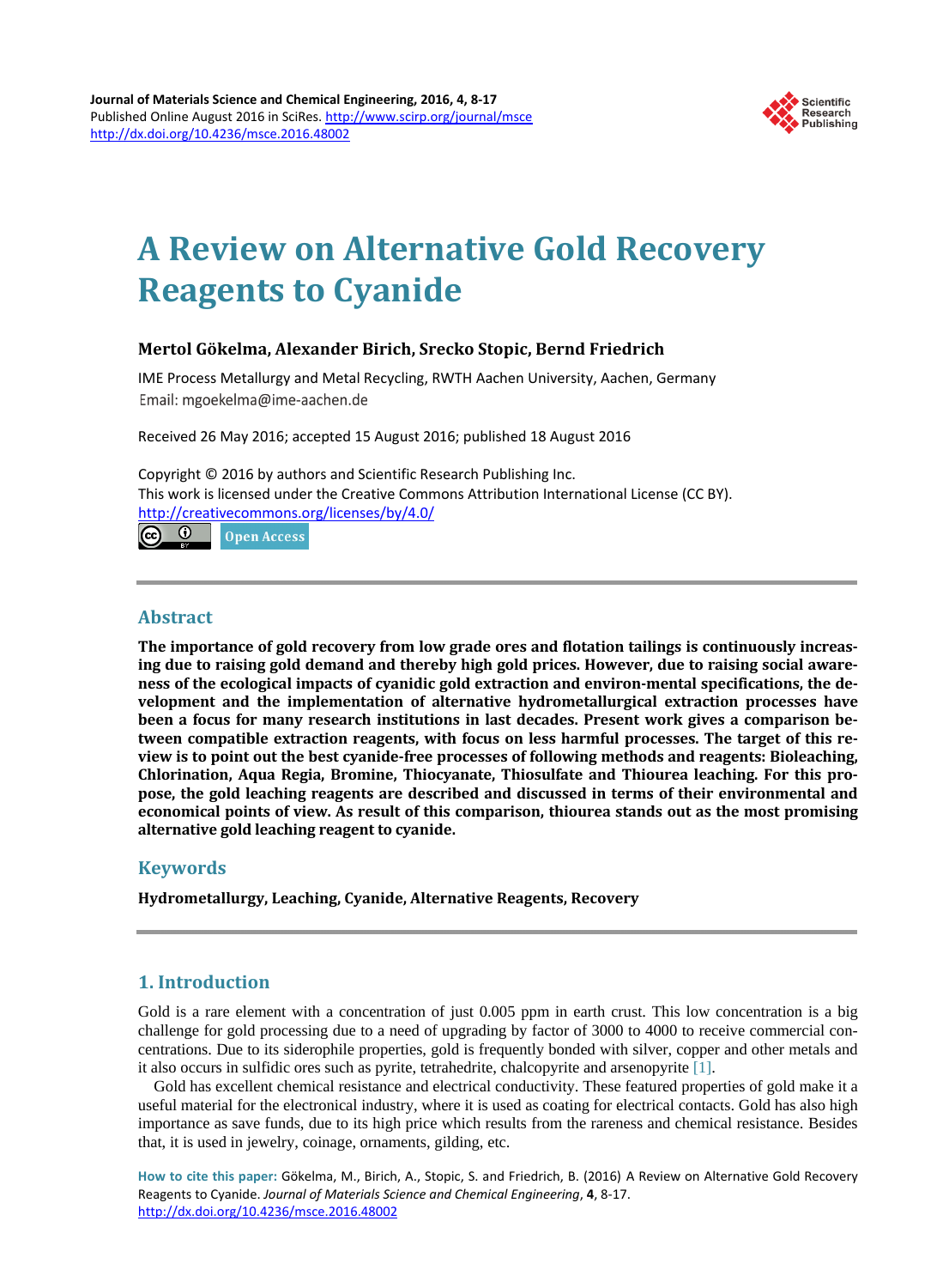Journal of Materials Science and Chemical Engineering, 2016, 4, 8-17
Published Online August 2016 in SciRes. http://www.scirp.org/journal/msce
http://dx.doi.org/10.4236/msce.2016.48002

# A Review on Alternative Gold Recovery Reagents to Cyanide

**Mertol Gökelma, Alexander Birich, Srecko Stopic, Bernd Friedrich**

IME Process Metallurgy and Metal Recycling, RWTH Aachen University, Aachen, Germany
Email: mgoekelma@ime-aachen.de

Received 26 May 2016; accepted 15 August 2016; published 18 August 2016

Copyright © 2016 by authors and Scientific Research Publishing Inc.
This work is licensed under the Creative Commons Attribution International License (CC BY).
http://creativecommons.org/licenses/by/4.0/

Open Access

## Abstract

**The importance of gold recovery from low grade ores and flotation tailings is continuously increasing due to raising gold demand and thereby high gold prices. However, due to raising social awareness of the ecological impacts of cyanidic gold extraction and environ-mental specifications, the development and the implementation of alternative hydrometallurgical extraction processes have been a focus for many research institutions in last decades. Present work gives a comparison between compatible extraction reagents, with focus on less harmful processes. The target of this review is to point out the best cyanide-free processes of following methods and reagents: Bioleaching, Chlorination, Aqua Regia, Bromine, Thiocyanate, Thiosulfate and Thiourea leaching. For this propose, the gold leaching reagents are described and discussed in terms of their environmental and economical points of view. As result of this comparison, thiourea stands out as the most promising alternative gold leaching reagent to cyanide.**

## Keywords

**Hydrometallurgy, Leaching, Cyanide, Alternative Reagents, Recovery**

## 1. Introduction

Gold is a rare element with a concentration of just 0.005 ppm in earth crust. This low concentration is a big challenge for gold processing due to a need of upgrading by factor of 3000 to 4000 to receive commercial concentrations. Due to its siderophile properties, gold is frequently bonded with silver, copper and other metals and it also occurs in sulfidic ores such as pyrite, tetrahedrite, chalcopyrite and arsenopyrite [1].

Gold has excellent chemical resistance and electrical conductivity. These featured properties of gold make it a useful material for the electronical industry, where it is used as coating for electrical contacts. Gold has also high importance as save funds, due to its high price which results from the rareness and chemical resistance. Besides that, it is used in jewelry, coinage, ornaments, gilding, etc.

**How to cite this paper:** Gökelma, M., Birich, A., Stopic, S. and Friedrich, B. (2016) A Review on Alternative Gold Recovery Reagents to Cyanide. *Journal of Materials Science and Chemical Engineering*, **4**, 8-17.
http://dx.doi.org/10.4236/msce.2016.48002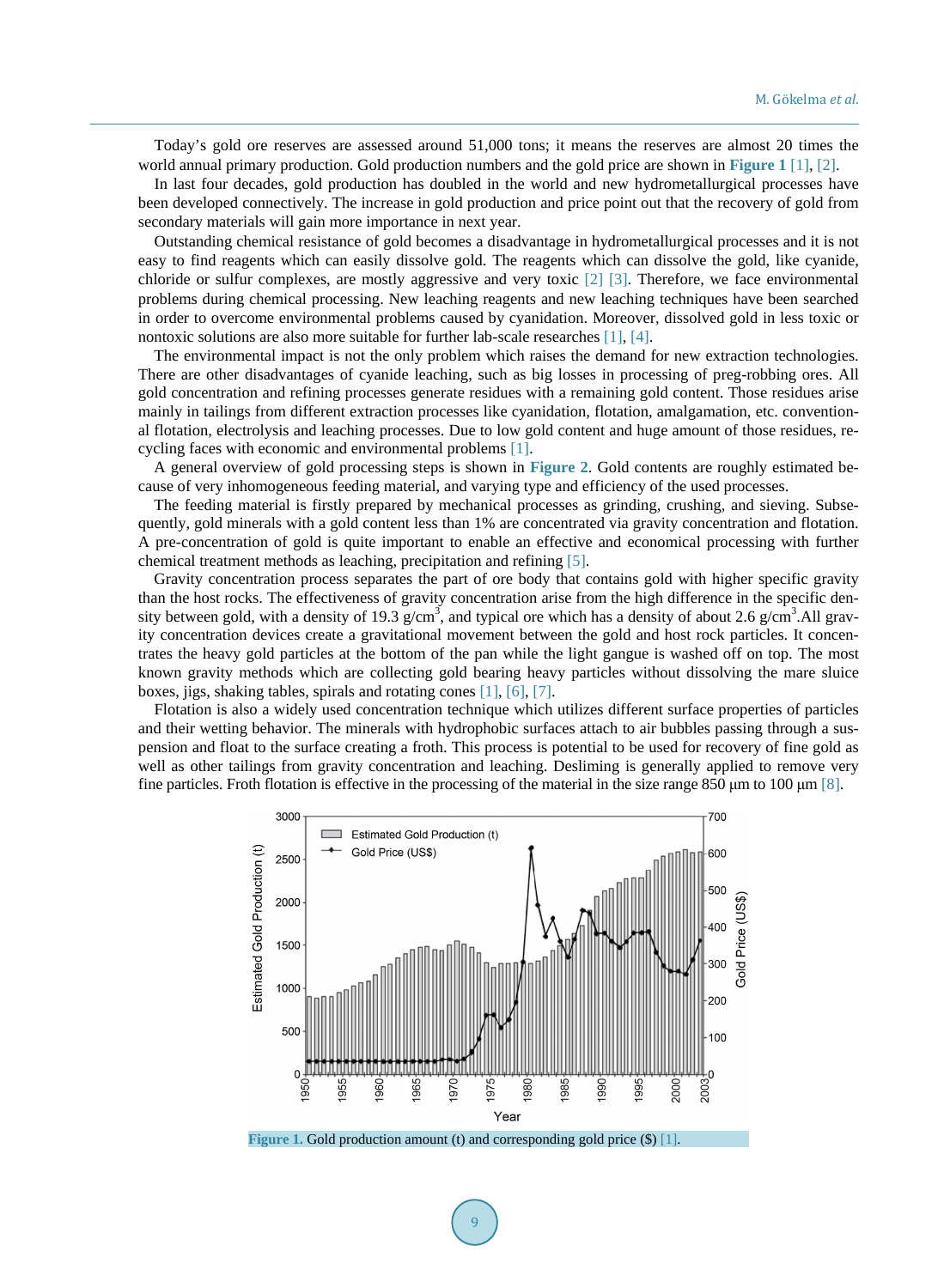Today's gold ore reserves are assessed around 51,000 tons; it means the reserves are almost 20 times the world annual primary production. Gold production numbers and the gold price are shown in **Figure 1** [1], [2].

In last four decades, gold production has doubled in the world and new hydrometallurgical processes have been developed connectively. The increase in gold production and price point out that the recovery of gold from secondary materials will gain more importance in next year.

Outstanding chemical resistance of gold becomes a disadvantage in hydrometallurgical processes and it is not easy to find reagents which can easily dissolve gold. The reagents which can dissolve the gold, like cyanide, chloride or sulfur complexes, are mostly aggressive and very toxic [2] [3]. Therefore, we face environmental problems during chemical processing. New leaching reagents and new leaching techniques have been searched in order to overcome environmental problems caused by cyanidation. Moreover, dissolved gold in less toxic or nontoxic solutions are also more suitable for further lab-scale researches [1], [4].

The environmental impact is not the only problem which raises the demand for new extraction technologies. There are other disadvantages of cyanide leaching, such as big losses in processing of preg-robbing ores. All gold concentration and refining processes generate residues with a remaining gold content. Those residues arise mainly in tailings from different extraction processes like cyanidation, flotation, amalgamation, etc. conventional flotation, electrolysis and leaching processes. Due to low gold content and huge amount of those residues, recycling faces with economic and environmental problems [1].

A general overview of gold processing steps is shown in **Figure 2**. Gold contents are roughly estimated because of very inhomogeneous feeding material, and varying type and efficiency of the used processes.

The feeding material is firstly prepared by mechanical processes as grinding, crushing, and sieving. Subsequently, gold minerals with a gold content less than 1% are concentrated via gravity concentration and flotation. A pre-concentration of gold is quite important to enable an effective and economical processing with further chemical treatment methods as leaching, precipitation and refining [5].

Gravity concentration process separates the part of ore body that contains gold with higher specific gravity than the host rocks. The effectiveness of gravity concentration arise from the high difference in the specific density between gold, with a density of 19.3 g/cm$^3$, and typical ore which has a density of about 2.6 g/cm$^3$.All gravity concentration devices create a gravitational movement between the gold and host rock particles. It concentrates the heavy gold particles at the bottom of the pan while the light gangue is washed off on top. The most known gravity methods which are collecting gold bearing heavy particles without dissolving the mare sluice boxes, jigs, shaking tables, spirals and rotating cones [1], [6], [7].

Flotation is also a widely used concentration technique which utilizes different surface properties of particles and their wetting behavior. The minerals with hydrophobic surfaces attach to air bubbles passing through a suspension and float to the surface creating a froth. This process is potential to be used for recovery of fine gold as well as other tailings from gravity concentration and leaching. Desliming is generally applied to remove very fine particles. Froth flotation is effective in the processing of the material in the size range 850 µm to 100 µm [8].

**Figure 1.** Gold production amount (t) and corresponding gold price ($) [1].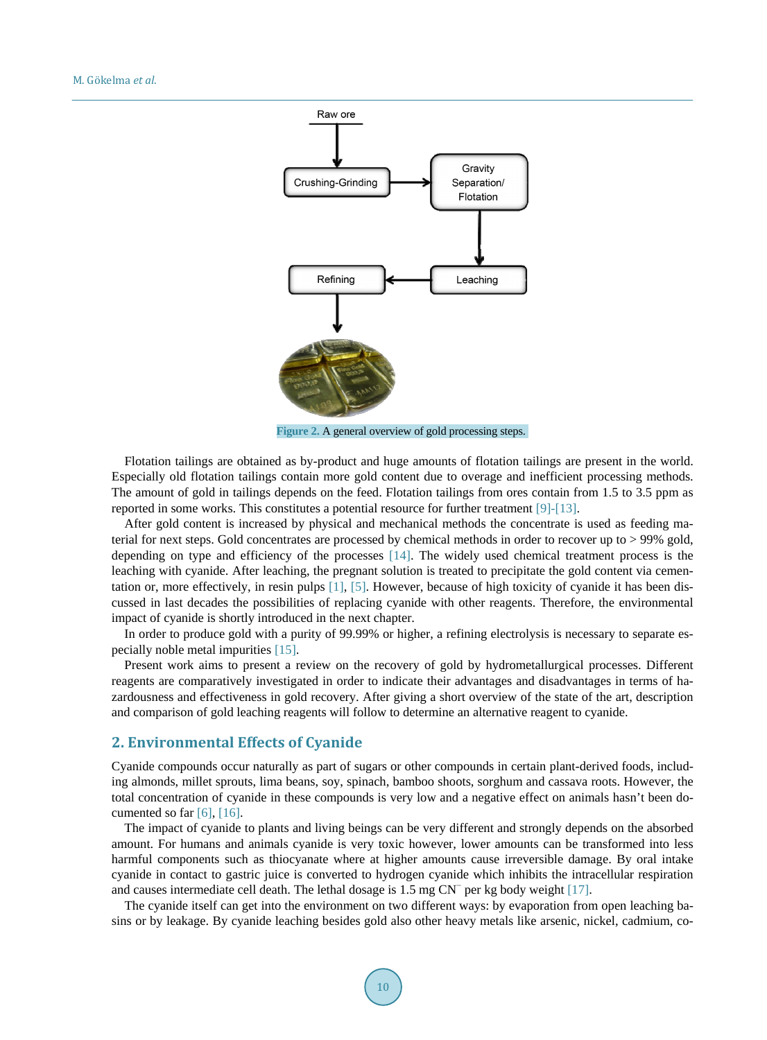Figure 2. A general overview of gold processing steps.

Flotation tailings are obtained as by-product and huge amounts of flotation tailings are present in the world. Especially old flotation tailings contain more gold content due to overage and inefficient processing methods. The amount of gold in tailings depends on the feed. Flotation tailings from ores contain from 1.5 to 3.5 ppm as reported in some works. This constitutes a potential resource for further treatment [9]-[13].

After gold content is increased by physical and mechanical methods the concentrate is used as feeding material for next steps. Gold concentrates are processed by chemical methods in order to recover up to > 99% gold, depending on type and efficiency of the processes [14]. The widely used chemical treatment process is the leaching with cyanide. After leaching, the pregnant solution is treated to precipitate the gold content via cementation or, more effectively, in resin pulps [1], [5]. However, because of high toxicity of cyanide it has been discussed in last decades the possibilities of replacing cyanide with other reagents. Therefore, the environmental impact of cyanide is shortly introduced in the next chapter.

In order to produce gold with a purity of 99.99% or higher, a refining electrolysis is necessary to separate especially noble metal impurities [15].

Present work aims to present a review on the recovery of gold by hydrometallurgical processes. Different reagents are comparatively investigated in order to indicate their advantages and disadvantages in terms of hazardousness and effectiveness in gold recovery. After giving a short overview of the state of the art, description and comparison of gold leaching reagents will follow to determine an alternative reagent to cyanide.

## 2. Environmental Effects of Cyanide

Cyanide compounds occur naturally as part of sugars or other compounds in certain plant-derived foods, including almonds, millet sprouts, lima beans, soy, spinach, bamboo shoots, sorghum and cassava roots. However, the total concentration of cyanide in these compounds is very low and a negative effect on animals hasn't been documented so far [6], [16].

The impact of cyanide to plants and living beings can be very different and strongly depends on the absorbed amount. For humans and animals cyanide is very toxic however, lower amounts can be transformed into less harmful components such as thiocyanate where at higher amounts cause irreversible damage. By oral intake cyanide in contact to gastric juice is converted to hydrogen cyanide which inhibits the intracellular respiration and causes intermediate cell death. The lethal dosage is 1.5 mg $CN^-$ per kg body weight [17].

The cyanide itself can get into the environment on two different ways: by evaporation from open leaching basins or by leakage. By cyanide leaching besides gold also other heavy metals like arsenic, nickel, cadmium, co-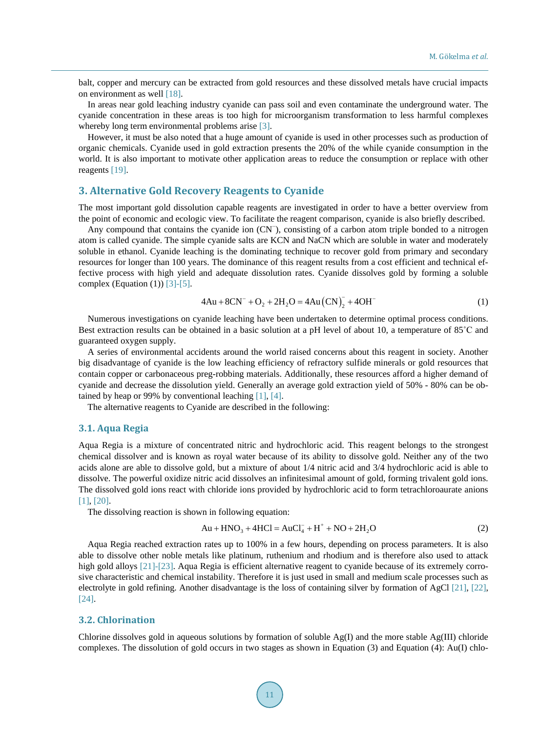balt, copper and mercury can be extracted from gold resources and these dissolved metals have crucial impacts on environment as well [18].

In areas near gold leaching industry cyanide can pass soil and even contaminate the underground water. The cyanide concentration in these areas is too high for microorganism transformation to less harmful complexes whereby long term environmental problems arise [3].

However, it must be also noted that a huge amount of cyanide is used in other processes such as production of organic chemicals. Cyanide used in gold extraction presents the 20% of the while cyanide consumption in the world. It is also important to motivate other application areas to reduce the consumption or replace with other reagents [19].

## 3. Alternative Gold Recovery Reagents to Cyanide

The most important gold dissolution capable reagents are investigated in order to have a better overview from the point of economic and ecologic view. To facilitate the reagent comparison, cyanide is also briefly described.

Any compound that contains the cyanide ion ($CN^-$), consisting of a carbon atom triple bonded to a nitrogen atom is called cyanide. The simple cyanide salts are KCN and NaCN which are soluble in water and moderately soluble in ethanol. Cyanide leaching is the dominating technique to recover gold from primary and secondary resources for longer than 100 years. The dominance of this reagent results from a cost efficient and technical effective process with high yield and adequate dissolution rates. Cyanide dissolves gold by forming a soluble complex (Equation (1)) [3]-[5].

$$4Au + 8CN^- + O_2 + 2H_2O = 4Au(CN)_2^- + 4OH^- \tag{1}$$

Numerous investigations on cyanide leaching have been undertaken to determine optimal process conditions. Best extraction results can be obtained in a basic solution at a pH level of about 10, a temperature of 85˚C and guaranteed oxygen supply.

A series of environmental accidents around the world raised concerns about this reagent in society. Another big disadvantage of cyanide is the low leaching efficiency of refractory sulfide minerals or gold resources that contain copper or carbonaceous preg-robbing materials. Additionally, these resources afford a higher demand of cyanide and decrease the dissolution yield. Generally an average gold extraction yield of 50% - 80% can be obtained by heap or 99% by conventional leaching [1], [4].

The alternative reagents to Cyanide are described in the following:

### 3.1. Aqua Regia

Aqua Regia is a mixture of concentrated nitric and hydrochloric acid. This reagent belongs to the strongest chemical dissolver and is known as royal water because of its ability to dissolve gold. Neither any of the two acids alone are able to dissolve gold, but a mixture of about 1/4 nitric acid and 3/4 hydrochloric acid is able to dissolve. The powerful oxidize nitric acid dissolves an infinitesimal amount of gold, forming trivalent gold ions. The dissolved gold ions react with chloride ions provided by hydrochloric acid to form tetrachloroaurate anions [1], [20].

The dissolving reaction is shown in following equation:

$$Au + HNO_3 + 4HCl = AuCl_4^- + H^+ + NO + 2H_2O \tag{2}$$

Aqua Regia reached extraction rates up to 100% in a few hours, depending on process parameters. It is also able to dissolve other noble metals like platinum, ruthenium and rhodium and is therefore also used to attack high gold alloys [21]-[23]. Aqua Regia is efficient alternative reagent to cyanide because of its extremely corrosive characteristic and chemical instability. Therefore it is just used in small and medium scale processes such as electrolyte in gold refining. Another disadvantage is the loss of containing silver by formation of AgCl [21], [22], [24].

### 3.2. Chlorination

Chlorine dissolves gold in aqueous solutions by formation of soluble Ag(I) and the more stable Ag(III) chloride complexes. The dissolution of gold occurs in two stages as shown in Equation (3) and Equation (4): Au(I) chlo-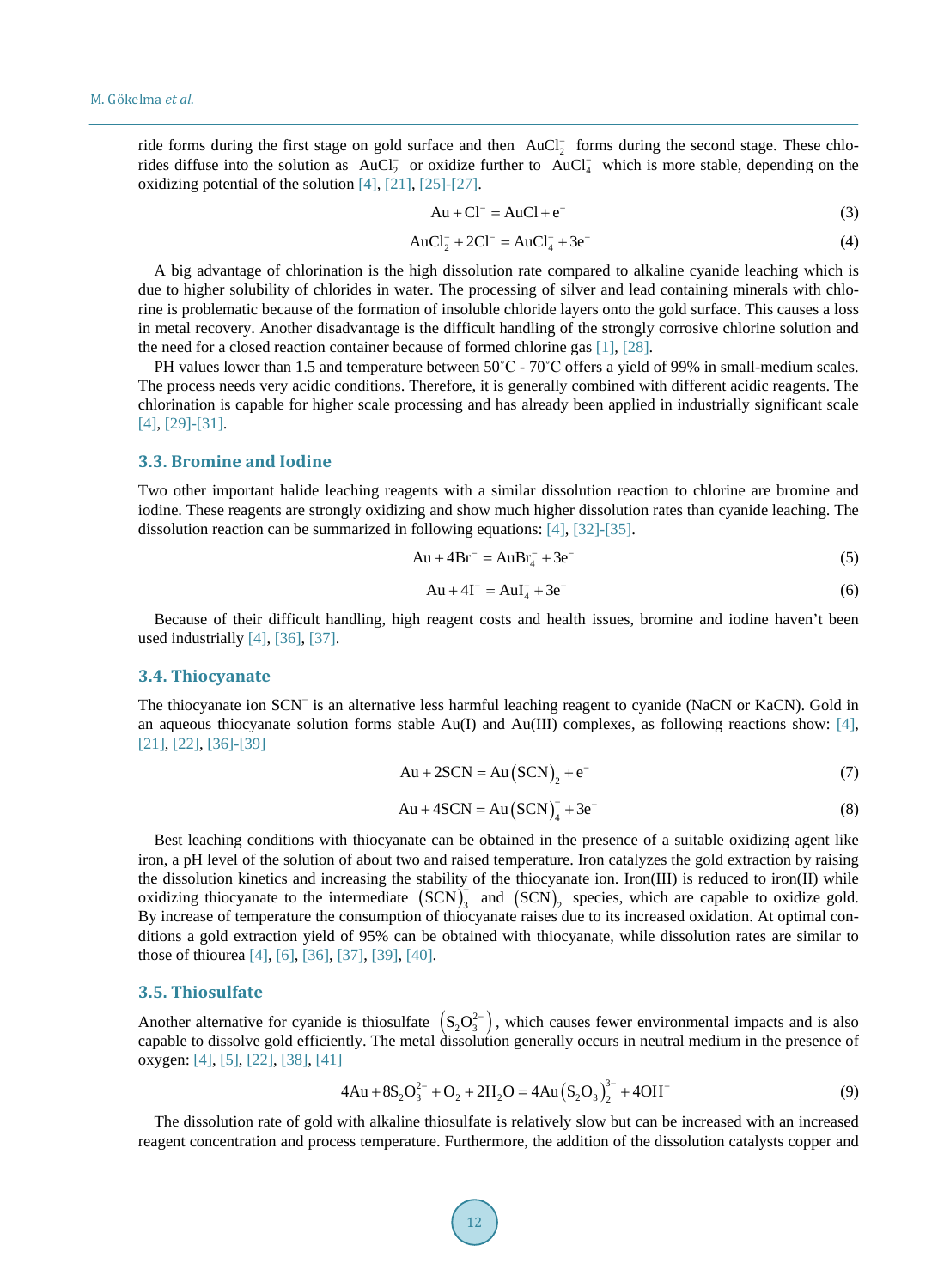ride forms during the first stage on gold surface and then $AuCl_2^-$ forms during the second stage. These chlorides diffuse into the solution as $AuCl_2^-$ or oxidize further to $AuCl_4^-$ which is more stable, depending on the oxidizing potential of the solution [4], [21], [25]-[27].

$$Au + Cl^- = AuCl + e^- \tag{3}$$

$$AuCl_2^- + 2Cl^- = AuCl_4^- + 3e^- \tag{4}$$

A big advantage of chlorination is the high dissolution rate compared to alkaline cyanide leaching which is due to higher solubility of chlorides in water. The processing of silver and lead containing minerals with chlorine is problematic because of the formation of insoluble chloride layers onto the gold surface. This causes a loss in metal recovery. Another disadvantage is the difficult handling of the strongly corrosive chlorine solution and the need for a closed reaction container because of formed chlorine gas [1], [28].

PH values lower than 1.5 and temperature between 50˚C - 70˚C offers a yield of 99% in small-medium scales. The process needs very acidic conditions. Therefore, it is generally combined with different acidic reagents. The chlorination is capable for higher scale processing and has already been applied in industrially significant scale [4], [29]-[31].

### 3.3. Bromine and Iodine

Two other important halide leaching reagents with a similar dissolution reaction to chlorine are bromine and iodine. These reagents are strongly oxidizing and show much higher dissolution rates than cyanide leaching. The dissolution reaction can be summarized in following equations: [4], [32]-[35].

$$Au + 4Br^- = AuBr_4^- + 3e^- \tag{5}$$

$$Au + 4I^- = AuI_4^- + 3e^- \tag{6}$$

Because of their difficult handling, high reagent costs and health issues, bromine and iodine haven't been used industrially [4], [36], [37].

### 3.4. Thiocyanate

The thiocyanate ion $SCN^-$ is an alternative less harmful leaching reagent to cyanide (NaCN or KaCN). Gold in an aqueous thiocyanate solution forms stable Au(I) and Au(III) complexes, as following reactions show: [4], [21], [22], [36]-[39]

$$Au + 2SCN = Au(SCN)_2 + e^- \tag{7}$$

$$Au + 4SCN = Au(SCN)_4^- + 3e^- \tag{8}$$

Best leaching conditions with thiocyanate can be obtained in the presence of a suitable oxidizing agent like iron, a pH level of the solution of about two and raised temperature. Iron catalyzes the gold extraction by raising the dissolution kinetics and increasing the stability of the thiocyanate ion. Iron(III) is reduced to iron(II) while oxidizing thiocyanate to the intermediate $(SCN)_3^-$ and $(SCN)_2$ species, which are capable to oxidize gold. By increase of temperature the consumption of thiocyanate raises due to its increased oxidation. At optimal conditions a gold extraction yield of 95% can be obtained with thiocyanate, while dissolution rates are similar to those of thiourea [4], [6], [36], [37], [39], [40].

### 3.5. Thiosulfate

Another alternative for cyanide is thiosulfate $(S_2O_3^{2-})$, which causes fewer environmental impacts and is also capable to dissolve gold efficiently. The metal dissolution generally occurs in neutral medium in the presence of oxygen: [4], [5], [22], [38], [41]

$$4Au + 8S_2O_3^{2-} + O_2 + 2H_2O = 4Au(S_2O_3)_2^{3-} + 4OH^- \tag{9}$$

The dissolution rate of gold with alkaline thiosulfate is relatively slow but can be increased with an increased reagent concentration and process temperature. Furthermore, the addition of the dissolution catalysts copper and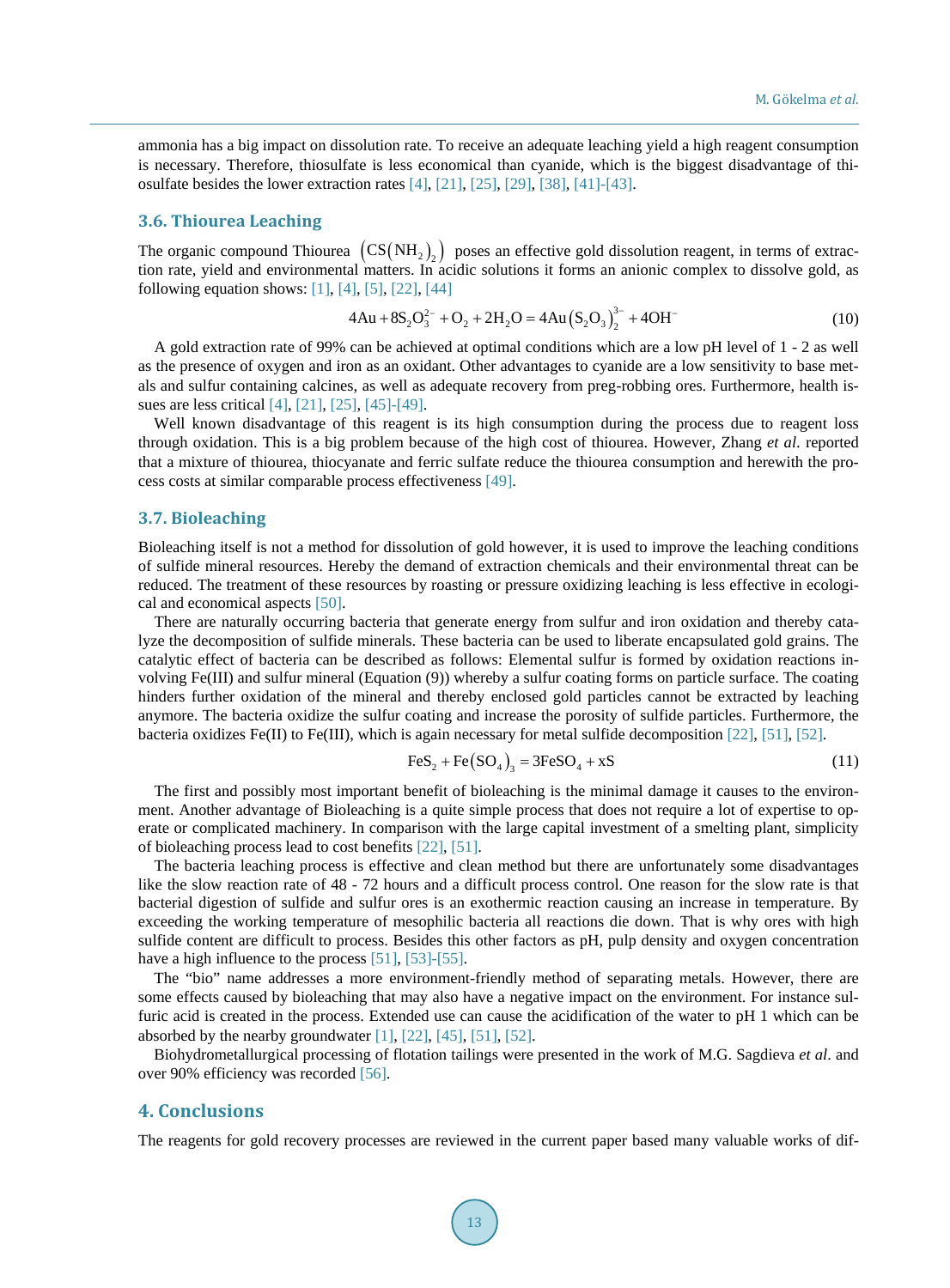ammonia has a big impact on dissolution rate. To receive an adequate leaching yield a high reagent consumption is necessary. Therefore, thiosulfate is less economical than cyanide, which is the biggest disadvantage of thiosulfate besides the lower extraction rates [4], [21], [25], [29], [38], [41]-[43].

### 3.6. Thiourea Leaching

The organic compound Thiourea $\left(CS\left(NH_2\right)_2\right)$ poses an effective gold dissolution reagent, in terms of extraction rate, yield and environmental matters. In acidic solutions it forms an anionic complex to dissolve gold, as following equation shows: [1], [4], [5], [22], [44]

$$4Au + 8S_2O_3^{2-} + O_2 + 2H_2O = 4Au\left(S_2O_3\right)_2^{3-} + 4OH^- \tag{10}$$

A gold extraction rate of 99% can be achieved at optimal conditions which are a low pH level of 1 - 2 as well as the presence of oxygen and iron as an oxidant. Other advantages to cyanide are a low sensitivity to base metals and sulfur containing calcines, as well as adequate recovery from preg-robbing ores. Furthermore, health issues are less critical [4], [21], [25], [45]-[49].

Well known disadvantage of this reagent is its high consumption during the process due to reagent loss through oxidation. This is a big problem because of the high cost of thiourea. However, Zhang *et al.* reported that a mixture of thiourea, thiocyanate and ferric sulfate reduce the thiourea consumption and herewith the process costs at similar comparable process effectiveness [49].

### 3.7. Bioleaching

Bioleaching itself is not a method for dissolution of gold however, it is used to improve the leaching conditions of sulfide mineral resources. Hereby the demand of extraction chemicals and their environmental threat can be reduced. The treatment of these resources by roasting or pressure oxidizing leaching is less effective in ecological and economical aspects [50].

There are naturally occurring bacteria that generate energy from sulfur and iron oxidation and thereby catalyze the decomposition of sulfide minerals. These bacteria can be used to liberate encapsulated gold grains. The catalytic effect of bacteria can be described as follows: Elemental sulfur is formed by oxidation reactions involving Fe(III) and sulfur mineral (Equation (9)) whereby a sulfur coating forms on particle surface. The coating hinders further oxidation of the mineral and thereby enclosed gold particles cannot be extracted by leaching anymore. The bacteria oxidize the sulfur coating and increase the porosity of sulfide particles. Furthermore, the bacteria oxidizes Fe(II) to Fe(III), which is again necessary for metal sulfide decomposition [22], [51], [52].

$$FeS_2 + Fe\left(SO_4\right)_3 = 3FeSO_4 + xS \tag{11}$$

The first and possibly most important benefit of bioleaching is the minimal damage it causes to the environment. Another advantage of Bioleaching is a quite simple process that does not require a lot of expertise to operate or complicated machinery. In comparison with the large capital investment of a smelting plant, simplicity of bioleaching process lead to cost benefits [22], [51].

The bacteria leaching process is effective and clean method but there are unfortunately some disadvantages like the slow reaction rate of 48 - 72 hours and a difficult process control. One reason for the slow rate is that bacterial digestion of sulfide and sulfur ores is an exothermic reaction causing an increase in temperature. By exceeding the working temperature of mesophilic bacteria all reactions die down. That is why ores with high sulfide content are difficult to process. Besides this other factors as pH, pulp density and oxygen concentration have a high influence to the process [51], [53]-[55].

The "bio" name addresses a more environment-friendly method of separating metals. However, there are some effects caused by bioleaching that may also have a negative impact on the environment. For instance sulfuric acid is created in the process. Extended use can cause the acidification of the water to pH 1 which can be absorbed by the nearby groundwater [1], [22], [45], [51], [52].

Biohydrometallurgical processing of flotation tailings were presented in the work of M.G. Sagdieva *et al*. and over 90% efficiency was recorded [56].

## 4. Conclusions

The reagents for gold recovery processes are reviewed in the current paper based many valuable works of dif-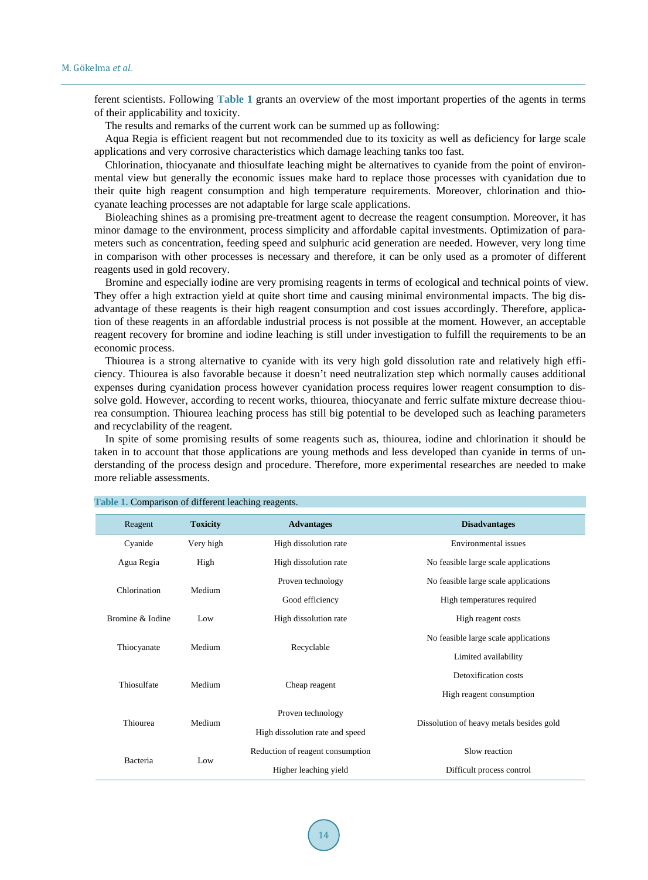ferent scientists. Following **Table 1** grants an overview of the most important properties of the agents in terms of their applicability and toxicity.

The results and remarks of the current work can be summed up as following:

Aqua Regia is efficient reagent but not recommended due to its toxicity as well as deficiency for large scale applications and very corrosive characteristics which damage leaching tanks too fast.

Chlorination, thiocyanate and thiosulfate leaching might be alternatives to cyanide from the point of environmental view but generally the economic issues make hard to replace those processes with cyanidation due to their quite high reagent consumption and high temperature requirements. Moreover, chlorination and thiocyanate leaching processes are not adaptable for large scale applications.

Bioleaching shines as a promising pre-treatment agent to decrease the reagent consumption. Moreover, it has minor damage to the environment, process simplicity and affordable capital investments. Optimization of parameters such as concentration, feeding speed and sulphuric acid generation are needed. However, very long time in comparison with other processes is necessary and therefore, it can be only used as a promoter of different reagents used in gold recovery.

Bromine and especially iodine are very promising reagents in terms of ecological and technical points of view. They offer a high extraction yield at quite short time and causing minimal environmental impacts. The big disadvantage of these reagents is their high reagent consumption and cost issues accordingly. Therefore, application of these reagents in an affordable industrial process is not possible at the moment. However, an acceptable reagent recovery for bromine and iodine leaching is still under investigation to fulfill the requirements to be an economic process.

Thiourea is a strong alternative to cyanide with its very high gold dissolution rate and relatively high efficiency. Thiourea is also favorable because it doesn't need neutralization step which normally causes additional expenses during cyanidation process however cyanidation process requires lower reagent consumption to dissolve gold. However, according to recent works, thiourea, thiocyanate and ferric sulfate mixture decrease thiourea consumption. Thiourea leaching process has still big potential to be developed such as leaching parameters and recyclability of the reagent.

In spite of some promising results of some reagents such as, thiourea, iodine and chlorination it should be taken in to account that those applications are young methods and less developed than cyanide in terms of understanding of the process design and procedure. Therefore, more experimental researches are needed to make more reliable assessments.

**Table 1.** Comparison of different leaching reagents.

| Reagent | Toxicity | Advantages | Disadvantages |
|---|---|---|---|
| Cyanide | Very high | High dissolution rate | Environmental issues |
| Agua Regia | High | High dissolution rate | No feasible large scale applications |
| Chlorination | Medium | Proven technology<br>Good efficiency | No feasible large scale applications<br>High temperatures required |
| Bromine & Iodine | Low | High dissolution rate | High reagent costs |
| Thiocyanate | Medium | Recyclable | No feasible large scale applications<br>Limited availability |
| Thiosulfate | Medium | Cheap reagent | Detoxification costs<br>High reagent consumption |
| Thiourea | Medium | Proven technology<br>High dissolution rate and speed | Dissolution of heavy metals besides gold |
| Bacteria | Low | Reduction of reagent consumption<br>Higher leaching yield | Slow reaction<br>Difficult process control |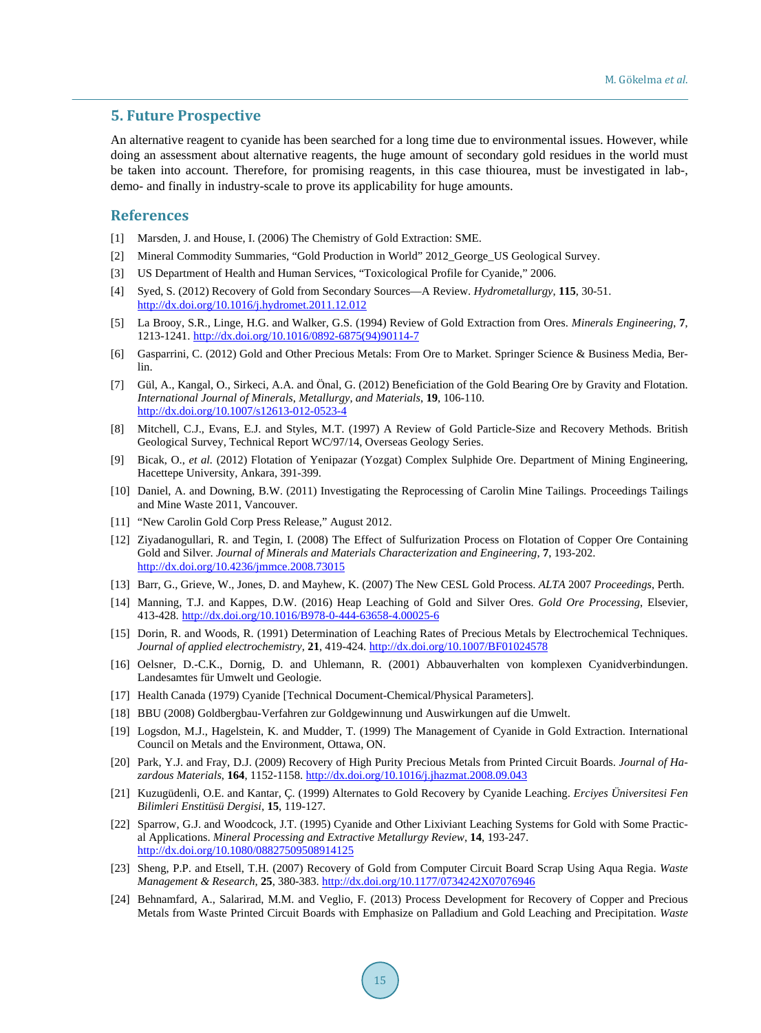## 5. Future Prospective

An alternative reagent to cyanide has been searched for a long time due to environmental issues. However, while doing an assessment about alternative reagents, the huge amount of secondary gold residues in the world must be taken into account. Therefore, for promising reagents, in this case thiourea, must be investigated in lab-, demo- and finally in industry-scale to prove its applicability for huge amounts.

## References

[1] Marsden, J. and House, I. (2006) The Chemistry of Gold Extraction: SME.

[2] Mineral Commodity Summaries, "Gold Production in World" 2012_George_US Geological Survey.

[3] US Department of Health and Human Services, "Toxicological Profile for Cyanide," 2006.

[4] Syed, S. (2012) Recovery of Gold from Secondary Sources—A Review. *Hydrometallurgy*, **115**, 30-51. http://dx.doi.org/10.1016/j.hydromet.2011.12.012

[5] La Brooy, S.R., Linge, H.G. and Walker, G.S. (1994) Review of Gold Extraction from Ores. *Minerals Engineering*, **7**, 1213-1241. http://dx.doi.org/10.1016/0892-6875(94)90114-7

[6] Gasparrini, C. (2012) Gold and Other Precious Metals: From Ore to Market. Springer Science & Business Media, Berlin.

[7] Gül, A., Kangal, O., Sirkeci, A.A. and Önal, G. (2012) Beneficiation of the Gold Bearing Ore by Gravity and Flotation. *International Journal of Minerals, Metallurgy, and Materials*, **19**, 106-110. http://dx.doi.org/10.1007/s12613-012-0523-4

[8] Mitchell, C.J., Evans, E.J. and Styles, M.T. (1997) A Review of Gold Particle-Size and Recovery Methods. British Geological Survey, Technical Report WC/97/14, Overseas Geology Series.

[9] Bicak, O., *et al.* (2012) Flotation of Yenipazar (Yozgat) Complex Sulphide Ore. Department of Mining Engineering, Hacettepe University, Ankara, 391-399.

[10] Daniel, A. and Downing, B.W. (2011) Investigating the Reprocessing of Carolin Mine Tailings. Proceedings Tailings and Mine Waste 2011, Vancouver.

[11] "New Carolin Gold Corp Press Release," August 2012.

[12] Ziyadanogullari, R. and Tegin, I. (2008) The Effect of Sulfurization Process on Flotation of Copper Ore Containing Gold and Silver. *Journal of Minerals and Materials Characterization and Engineering*, **7**, 193-202. http://dx.doi.org/10.4236/jmmce.2008.73015

[13] Barr, G., Grieve, W., Jones, D. and Mayhew, K. (2007) The New CESL Gold Process. *ALTA* 2007 *Proceedings*, Perth.

[14] Manning, T.J. and Kappes, D.W. (2016) Heap Leaching of Gold and Silver Ores. *Gold Ore Processing*, Elsevier, 413-428. http://dx.doi.org/10.1016/B978-0-444-63658-4.00025-6

[15] Dorin, R. and Woods, R. (1991) Determination of Leaching Rates of Precious Metals by Electrochemical Techniques. *Journal of applied electrochemistry*, **21**, 419-424. http://dx.doi.org/10.1007/BF01024578

[16] Oelsner, D.-C.K., Dornig, D. and Uhlemann, R. (2001) Abbauverhalten von komplexen Cyanidverbindungen. Landesamtes für Umwelt und Geologie.

[17] Health Canada (1979) Cyanide [Technical Document-Chemical/Physical Parameters].

[18] BBU (2008) Goldbergbau-Verfahren zur Goldgewinnung und Auswirkungen auf die Umwelt.

[19] Logsdon, M.J., Hagelstein, K. and Mudder, T. (1999) The Management of Cyanide in Gold Extraction. International Council on Metals and the Environment, Ottawa, ON.

[20] Park, Y.J. and Fray, D.J. (2009) Recovery of High Purity Precious Metals from Printed Circuit Boards. *Journal of Hazardous Materials*, **164**, 1152-1158. http://dx.doi.org/10.1016/j.jhazmat.2008.09.043

[21] Kuzugüdenli, O.E. and Kantar, Ç. (1999) Alternates to Gold Recovery by Cyanide Leaching. *Erciyes Üniversitesi Fen Bilimleri Enstitüsü Dergisi*, **15**, 119-127.

[22] Sparrow, G.J. and Woodcock, J.T. (1995) Cyanide and Other Lixiviant Leaching Systems for Gold with Some Practical Applications. *Mineral Processing and Extractive Metallurgy Review*, **14**, 193-247. http://dx.doi.org/10.1080/08827509508914125

[23] Sheng, P.P. and Etsell, T.H. (2007) Recovery of Gold from Computer Circuit Board Scrap Using Aqua Regia. *Waste Management & Research*, **25**, 380-383. http://dx.doi.org/10.1177/0734242X07076946

[24] Behnamfard, A., Salarirad, M.M. and Veglio, F. (2013) Process Development for Recovery of Copper and Precious Metals from Waste Printed Circuit Boards with Emphasize on Palladium and Gold Leaching and Precipitation. *Waste*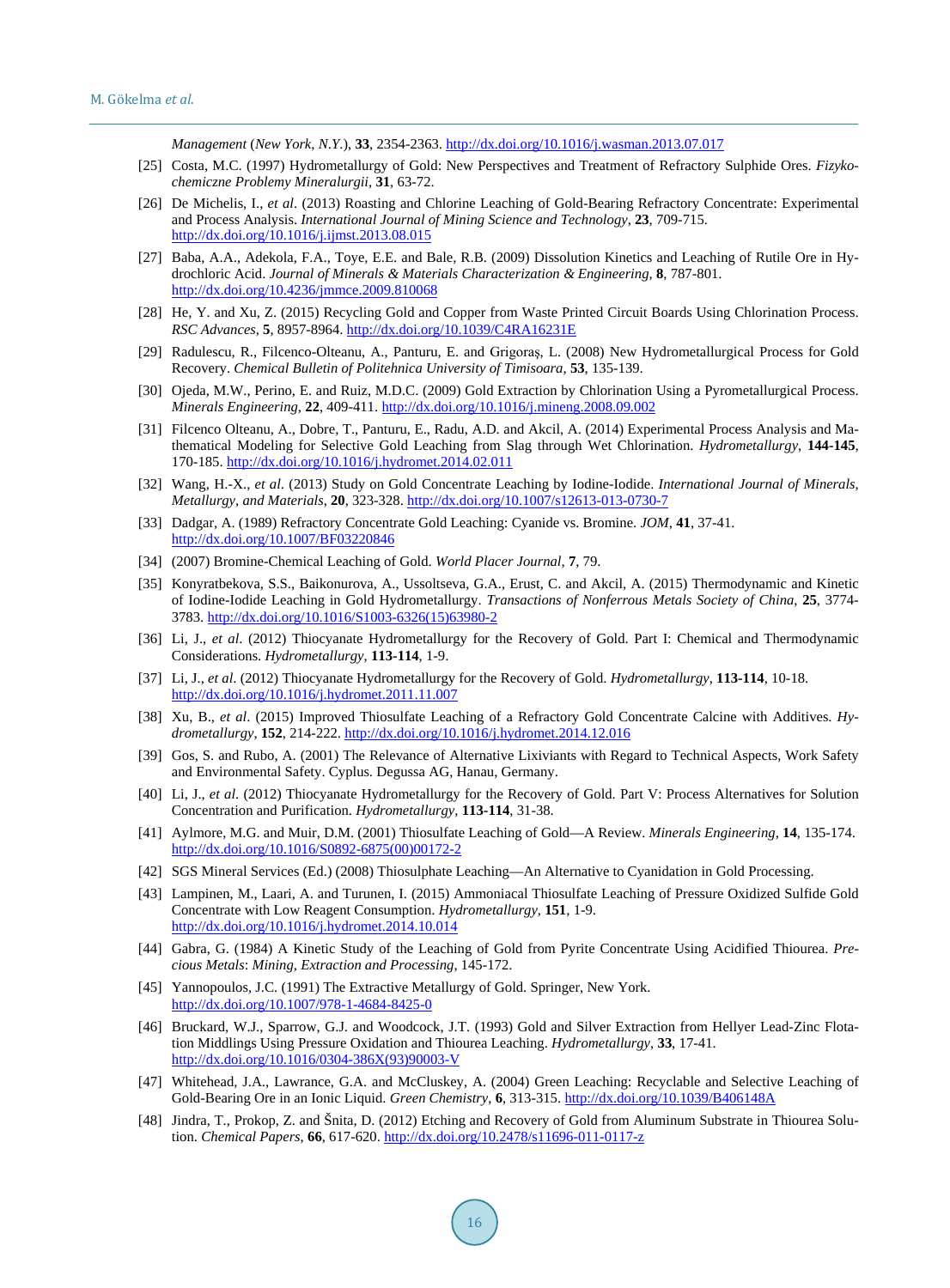*Management* (*New York*, *N.Y.*), **33**, 2354-2363. http://dx.doi.org/10.1016/j.wasman.2013.07.017

[25] Costa, M.C. (1997) Hydrometallurgy of Gold: New Perspectives and Treatment of Refractory Sulphide Ores. *Fizykochemiczne Problemy Mineralurgii*, **31**, 63-72.

[26] De Michelis, I., *et al*. (2013) Roasting and Chlorine Leaching of Gold-Bearing Refractory Concentrate: Experimental and Process Analysis. *International Journal of Mining Science and Technology*, **23**, 709-715. http://dx.doi.org/10.1016/j.ijmst.2013.08.015

[27] Baba, A.A., Adekola, F.A., Toye, E.E. and Bale, R.B. (2009) Dissolution Kinetics and Leaching of Rutile Ore in Hydrochloric Acid. *Journal of Minerals & Materials Characterization & Engineering*, **8**, 787-801. http://dx.doi.org/10.4236/jmmce.2009.810068

[28] He, Y. and Xu, Z. (2015) Recycling Gold and Copper from Waste Printed Circuit Boards Using Chlorination Process. *RSC Advances*, **5**, 8957-8964. http://dx.doi.org/10.1039/C4RA16231E

[29] Radulescu, R., Filcenco-Olteanu, A., Panturu, E. and Grigoraş, L. (2008) New Hydrometallurgical Process for Gold Recovery. *Chemical Bulletin of Politehnica University of Timisoara*, **53**, 135-139.

[30] Ojeda, M.W., Perino, E. and Ruiz, M.D.C. (2009) Gold Extraction by Chlorination Using a Pyrometallurgical Process. *Minerals Engineering*, **22**, 409-411. http://dx.doi.org/10.1016/j.mineng.2008.09.002

[31] Filcenco Olteanu, A., Dobre, T., Panturu, E., Radu, A.D. and Akcil, A. (2014) Experimental Process Analysis and Mathematical Modeling for Selective Gold Leaching from Slag through Wet Chlorination. *Hydrometallurgy*, **144-145**, 170-185. http://dx.doi.org/10.1016/j.hydromet.2014.02.011

[32] Wang, H.-X., *et al*. (2013) Study on Gold Concentrate Leaching by Iodine-Iodide. *International Journal of Minerals*, *Metallurgy*, *and Materials*, **20**, 323-328. http://dx.doi.org/10.1007/s12613-013-0730-7

[33] Dadgar, A. (1989) Refractory Concentrate Gold Leaching: Cyanide vs. Bromine. *JOM*, **41**, 37-41. http://dx.doi.org/10.1007/BF03220846

[34] (2007) Bromine-Chemical Leaching of Gold. *World Placer Journal*, **7**, 79.

[35] Konyratbekova, S.S., Baikonurova, A., Ussoltseva, G.A., Erust, C. and Akcil, A. (2015) Thermodynamic and Kinetic of Iodine-Iodide Leaching in Gold Hydrometallurgy. *Transactions of Nonferrous Metals Society of China*, **25**, 3774-3783. http://dx.doi.org/10.1016/S1003-6326(15)63980-2

[36] Li, J., *et al*. (2012) Thiocyanate Hydrometallurgy for the Recovery of Gold. Part I: Chemical and Thermodynamic Considerations. *Hydrometallurgy*, **113-114**, 1-9.

[37] Li, J., *et al*. (2012) Thiocyanate Hydrometallurgy for the Recovery of Gold. *Hydrometallurgy*, **113-114**, 10-18. http://dx.doi.org/10.1016/j.hydromet.2011.11.007

[38] Xu, B., *et al*. (2015) Improved Thiosulfate Leaching of a Refractory Gold Concentrate Calcine with Additives. *Hydrometallurgy*, **152**, 214-222. http://dx.doi.org/10.1016/j.hydromet.2014.12.016

[39] Gos, S. and Rubo, A. (2001) The Relevance of Alternative Lixiviants with Regard to Technical Aspects, Work Safety and Environmental Safety. Cyplus. Degussa AG, Hanau, Germany.

[40] Li, J., *et al*. (2012) Thiocyanate Hydrometallurgy for the Recovery of Gold. Part V: Process Alternatives for Solution Concentration and Purification. *Hydrometallurgy*, **113-114**, 31-38.

[41] Aylmore, M.G. and Muir, D.M. (2001) Thiosulfate Leaching of Gold—A Review. *Minerals Engineering*, **14**, 135-174. http://dx.doi.org/10.1016/S0892-6875(00)00172-2

[42] SGS Mineral Services (Ed.) (2008) Thiosulphate Leaching—An Alternative to Cyanidation in Gold Processing.

[43] Lampinen, M., Laari, A. and Turunen, I. (2015) Ammoniacal Thiosulfate Leaching of Pressure Oxidized Sulfide Gold Concentrate with Low Reagent Consumption. *Hydrometallurgy*, **151**, 1-9. http://dx.doi.org/10.1016/j.hydromet.2014.10.014

[44] Gabra, G. (1984) A Kinetic Study of the Leaching of Gold from Pyrite Concentrate Using Acidified Thiourea. *Precious Metals*: *Mining*, *Extraction and Processing*, 145-172.

[45] Yannopoulos, J.C. (1991) The Extractive Metallurgy of Gold. Springer, New York. http://dx.doi.org/10.1007/978-1-4684-8425-0

[46] Bruckard, W.J., Sparrow, G.J. and Woodcock, J.T. (1993) Gold and Silver Extraction from Hellyer Lead-Zinc Flotation Middlings Using Pressure Oxidation and Thiourea Leaching. *Hydrometallurgy*, **33**, 17-41. http://dx.doi.org/10.1016/0304-386X(93)90003-V

[47] Whitehead, J.A., Lawrance, G.A. and McCluskey, A. (2004) Green Leaching: Recyclable and Selective Leaching of Gold-Bearing Ore in an Ionic Liquid. *Green Chemistry*, **6**, 313-315. http://dx.doi.org/10.1039/B406148A

[48] Jindra, T., Prokop, Z. and Šnita, D. (2012) Etching and Recovery of Gold from Aluminum Substrate in Thiourea Solution. *Chemical Papers*, **66**, 617-620. http://dx.doi.org/10.2478/s11696-011-0117-z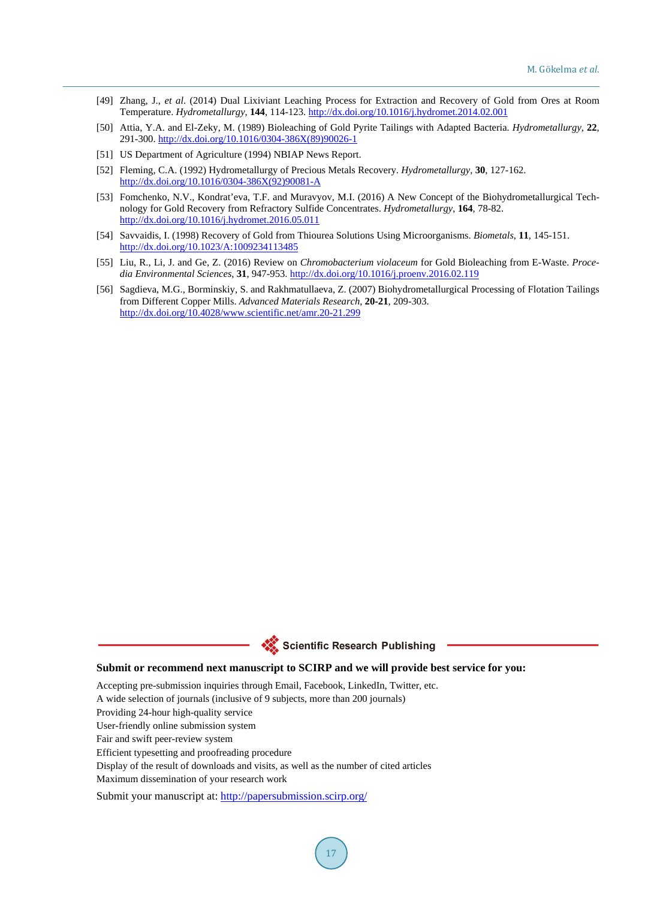[49] Zhang, J., *et al*. (2014) Dual Lixiviant Leaching Process for Extraction and Recovery of Gold from Ores at Room Temperature. *Hydrometallurgy*, **144**, 114-123. http://dx.doi.org/10.1016/j.hydromet.2014.02.001

[50] Attia, Y.A. and El-Zeky, M. (1989) Bioleaching of Gold Pyrite Tailings with Adapted Bacteria. *Hydrometallurgy*, **22**, 291-300. http://dx.doi.org/10.1016/0304-386X(89)90026-1

[51] US Department of Agriculture (1994) NBIAP News Report.

[52] Fleming, C.A. (1992) Hydrometallurgy of Precious Metals Recovery. *Hydrometallurgy*, **30**, 127-162. http://dx.doi.org/10.1016/0304-386X(92)90081-A

[53] Fomchenko, N.V., Kondrat'eva, T.F. and Muravyov, M.I. (2016) A New Concept of the Biohydrometallurgical Technology for Gold Recovery from Refractory Sulfide Concentrates. *Hydrometallurgy*, **164**, 78-82. http://dx.doi.org/10.1016/j.hydromet.2016.05.011

[54] Savvaidis, I. (1998) Recovery of Gold from Thiourea Solutions Using Microorganisms. *Biometals*, **11**, 145-151. http://dx.doi.org/10.1023/A:1009234113485

[55] Liu, R., Li, J. and Ge, Z. (2016) Review on *Chromobacterium violaceum* for Gold Bioleaching from E-Waste. *Procedia Environmental Sciences*, **31**, 947-953. http://dx.doi.org/10.1016/j.proenv.2016.02.119

[56] Sagdieva, M.G., Borminskiy, S. and Rakhmatullaeva, Z. (2007) Biohydrometallurgical Processing of Flotation Tailings from Different Copper Mills. *Advanced Materials Research*, **20-21**, 209-303. http://dx.doi.org/10.4028/www.scientific.net/amr.20-21.299

Scientific Research Publishing

**Submit or recommend next manuscript to SCIRP and we will provide best service for you:**

Accepting pre-submission inquiries through Email, Facebook, LinkedIn, Twitter, etc.
A wide selection of journals (inclusive of 9 subjects, more than 200 journals)
Providing 24-hour high-quality service
User-friendly online submission system
Fair and swift peer-review system
Efficient typesetting and proofreading procedure
Display of the result of downloads and visits, as well as the number of cited articles
Maximum dissemination of your research work

Submit your manuscript at: http://papersubmission.scirp.org/